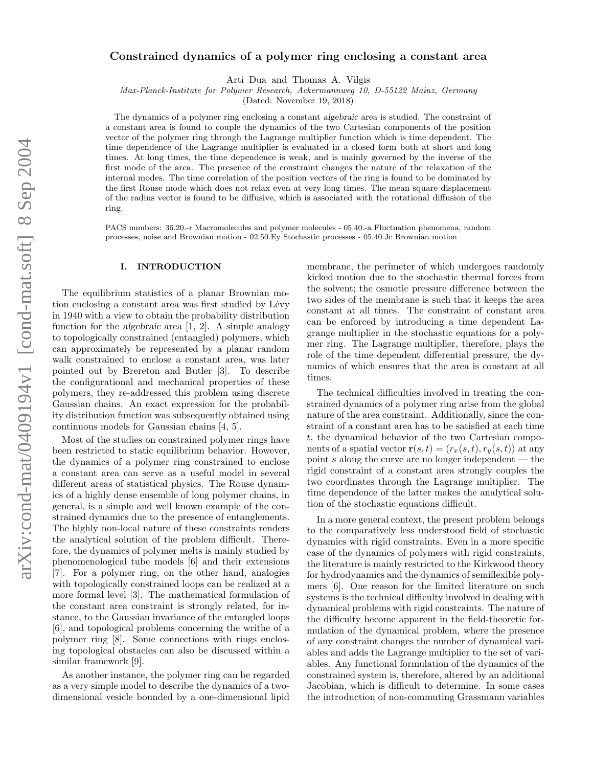# Constrained dynamics of a polymer ring enclosing a constant area

Arti Dua and Thomas A. Vilgis

*Max-Planck-Institute for Polymer Research, Ackermannweg 10, D-55122 Mainz, Germany*

(Dated: November 19, 2018)

The dynamics of a polymer ring enclosing a constant *algebraic* area is studied. The constraint of a constant area is found to couple the dynamics of the two Cartesian components of the position vector of the polymer ring through the Lagrange multiplier function which is time dependent. The time dependence of the Lagrange multiplier is evaluated in a closed form both at short and long times. At long times, the time dependence is weak, and is mainly governed by the inverse of the first mode of the area. The presence of the constraint changes the nature of the relaxation of the internal modes. The time correlation of the position vectors of the ring is found to be dominated by the first Rouse mode which does not relax even at very long times. The mean square displacement of the radius vector is found to be diffusive, which is associated with the rotational diffusion of the ring.

PACS numbers: 36.20.-r Macromolecules and polymer molecules - 05.40.-a Fluctuation phenomena, random processes, noise and Brownian motion - 02.50.Ey Stochastic processes - 05.40.Jc Brownian motion

## I. INTRODUCTION

The equilibrium statistics of a planar Brownian motion enclosing a constant area was first studied by Lévy in 1940 with a view to obtain the probability distribution function for the *algebraic* area [1, 2]. A simple analogy to topologically constrained (entangled) polymers, which can approximately be represented by a planar random walk constrained to enclose a constant area, was later pointed out by Brereton and Butler [3]. To describe the configurational and mechanical properties of these polymers, they re-addressed this problem using discrete Gaussian chains. An exact expression for the probability distribution function was subsequently obtained using continuous models for Gaussian chains [4, 5].

Most of the studies on constrained polymer rings have been restricted to static equilibrium behavior. However, the dynamics of a polymer ring constrained to enclose a constant area can serve as a useful model in several different areas of statistical physics. The Rouse dynamics of a highly dense ensemble of long polymer chains, in general, is a simple and well known example of the constrained dynamics due to the presence of entanglements. The highly non-local nature of these constraints renders the analytical solution of the problem difficult. Therefore, the dynamics of polymer melts is mainly studied by phenomenological tube models [6] and their extensions [7]. For a polymer ring, on the other hand, analogies with topologically constrained loops can be realized at a more formal level [3]. The mathematical formulation of the constant area constraint is strongly related, for instance, to the Gaussian invariance of the entangled loops [6], and topological problems concerning the writhe of a polymer ring [8]. Some connections with rings enclosing topological obstacles can also be discussed within a similar framework [9].

As another instance, the polymer ring can be regarded as a very simple model to describe the dynamics of a two-dimensional vesicle bounded by a one-dimensional lipid membrane, the perimeter of which undergoes randomly kicked motion due to the stochastic thermal forces from the solvent; the osmotic pressure difference between the two sides of the membrane is such that it keeps the area constant at all times. The constraint of constant area can be enforced by introducing a time dependent Lagrange multiplier in the stochastic equations for a polymer ring. The Lagrange multiplier, therefore, plays the role of the time dependent differential pressure, the dynamics of which ensures that the area is constant at all times.

The technical difficulties involved in treating the constrained dynamics of a polymer ring arise from the global nature of the area constraint. Additionally, since the constraint of a constant area has to be satisfied at each time $t$, the dynamical behavior of the two Cartesian components of a spatial vector $\mathbf{r}(s,t) = (r_x(s,t), r_y(s,t))$ at any point $s$ along the curve are no longer independent — the rigid constraint of a constant area strongly couples the two coordinates through the Lagrange multiplier. The time dependence of the latter makes the analytical solution of the stochastic equations difficult.

In a more general context, the present problem belongs to the comparatively less understood field of stochastic dynamics with rigid constraints. Even in a more specific case of the dynamics of polymers with rigid constraints, the literature is mainly restricted to the Kirkwood theory for hydrodynamics and the dynamics of semiflexible polymers [6]. One reason for the limited literature on such systems is the technical difficulty involved in dealing with dynamical problems with rigid constraints. The nature of the difficulty become apparent in the field-theoretic formulation of the dynamical problem, where the presence of any constraint changes the number of dynamical variables and adds the Lagrange multiplier to the set of variables. Any functional formulation of the dynamics of the constrained system is, therefore, altered by an additional Jacobian, which is difficult to determine. In some cases the introduction of non-commuting Grassmann variables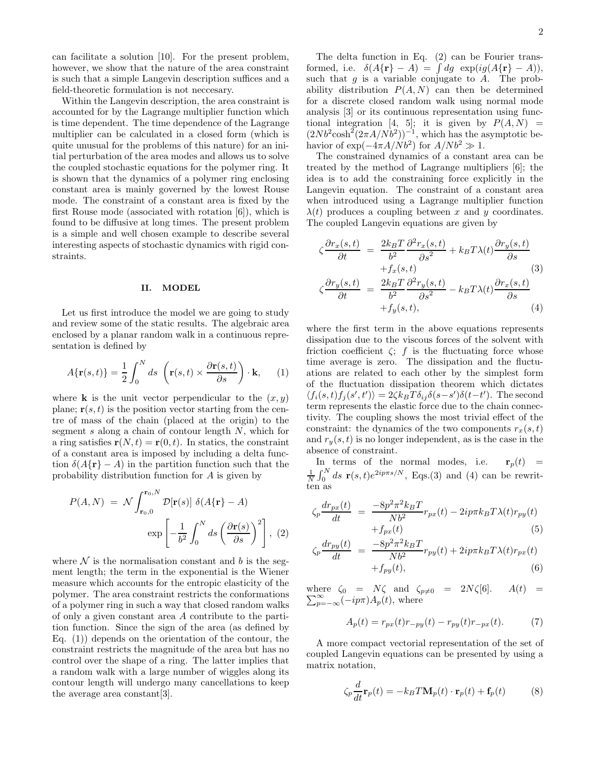can facilitate a solution [10]. For the present problem, however, we show that the nature of the area constraint is such that a simple Langevin description suffices and a field-theoretic formulation is not neccesary.

Within the Langevin description, the area constraint is accounted for by the Lagrange multiplier function which is time dependent. The time dependence of the Lagrange multiplier can be calculated in a closed form (which is quite unusual for the problems of this nature) for an initial perturbation of the area modes and allows us to solve the coupled stochastic equations for the polymer ring. It is shown that the dynamics of a polymer ring enclosing constant area is mainly governed by the lowest Rouse mode. The constraint of a constant area is fixed by the first Rouse mode (associated with rotation [6]), which is found to be diffusive at long times. The present problem is a simple and well chosen example to describe several interesting aspects of stochastic dynamics with rigid constraints.

## II. MODEL

Let us first introduce the model we are going to study and review some of the static results. The algebraic area enclosed by a planar random walk in a continuous representation is defined by

$$A\{\mathbf{r}(s,t)\} = \frac{1}{2}\int_0^N ds \left(\mathbf{r}(s,t) \times \frac{\partial \mathbf{r}(s,t)}{\partial s}\right)\cdot \mathbf{k}, \qquad (1)$$

where $\mathbf{k}$ is the unit vector perpendicular to the $(x, y)$ plane; $\mathbf{r}(s,t)$ is the position vector starting from the centre of mass of the chain (placed at the origin) to the segment $s$ along a chain of contour length $N$, which for a ring satisfies $\mathbf{r}(N,t) = \mathbf{r}(0,t)$. In statics, the constraint of a constant area is imposed by including a delta function $\delta(A\{\mathbf{r}\} - A)$ in the partition function such that the probability distribution function for $A$ is given by

$$P(A,N) = \mathcal{N} \int_{\mathbf{r}_0,0}^{\mathbf{r}_0,N} \mathcal{D}[\mathbf{r}(s)]\ \delta(A\{\mathbf{r}\} - A) \exp\left[-\frac{1}{b^2}\int_0^N ds \left(\frac{\partial \mathbf{r}(s)}{\partial s}\right)^2\right], \ (2)$$

where $\mathcal{N}$ is the normalisation constant and $b$ is the segment length; the term in the exponential is the Wiener measure which accounts for the entropic elasticity of the polymer. The area constraint restricts the conformations of a polymer ring in such a way that closed random walks of only a given constant area $A$ contribute to the partition function. Since the sign of the area (as defined by Eq. (1)) depends on the orientation of the contour, the constraint restricts the magnitude of the area but has no control over the shape of a ring. The latter implies that a random walk with a large number of wiggles along its contour length will undergo many cancellations to keep the average area constant[3].

The delta function in Eq. (2) can be Fourier transformed, i.e. $\delta(A\{\mathbf{r}\} - A) = \int dg\ \exp(ig(A\{\mathbf{r}\} - A))$, such that $g$ is a variable conjugate to $A$. The probability distribution $P(A,N)$ can then be determined for a discrete closed random walk using normal mode analysis [3] or its continuous representation using functional integration [4, 5]; it is given by $P(A,N) = (2Nb^2 \cosh^2(2\pi A/Nb^2))^{-1}$, which has the asymptotic behavior of $\exp(-4\pi A/Nb^2)$ for $A/Nb^2 \gg 1$.

The constrained dynamics of a constant area can be treated by the method of Lagrange multipliers [6]; the idea is to add the constraining force explicitly in the Langevin equation. The constraint of a constant area when introduced using a Lagrange multiplier function $\lambda(t)$ produces a coupling between $x$ and $y$ coordinates. The coupled Langevin equations are given by

$$\zeta \frac{\partial r_x(s,t)}{\partial t} = \frac{2k_BT}{b^2}\frac{\partial^2 r_x(s,t)}{\partial s^2} + k_BT\lambda(t)\frac{\partial r_y(s,t)}{\partial s} + f_x(s,t) \qquad (3)$$

$$\zeta \frac{\partial r_y(s,t)}{\partial t} = \frac{2k_BT}{b^2}\frac{\partial^2 r_y(s,t)}{\partial s^2} - k_BT\lambda(t)\frac{\partial r_x(s,t)}{\partial s} + f_y(s,t), \qquad (4)$$

where the first term in the above equations represents dissipation due to the viscous forces of the solvent with friction coefficient $\zeta$; $f$ is the fluctuating force whose time average is zero. The dissipation and the fluctuations are related to each other by the simplest form of the fluctuation dissipation theorem which dictates $\langle f_i(s,t)f_j(s',t')\rangle = 2\zeta k_BT\delta_{ij}\delta(s-s')\delta(t-t')$. The second term represents the elastic force due to the chain connectivity. The coupling shows the most trivial effect of the constraint: the dynamics of the two components $r_x(s,t)$ and $r_y(s,t)$ is no longer independent, as is the case in the absence of constraint.

In terms of the normal modes, i.e. $\mathbf{r}_p(t) = \frac{1}{N}\int_0^N ds\ \mathbf{r}(s,t)e^{2ip\pi s/N}$, Eqs.(3) and (4) can be rewritten as

$$\zeta_p \frac{dr_{px}(t)}{dt} = \frac{-8p^2\pi^2 k_BT}{Nb^2} r_{px}(t) - 2ip\pi k_BT\lambda(t)r_{py}(t) + f_{px}(t) \qquad (5)$$

$$\zeta_p \frac{dr_{py}(t)}{dt} = \frac{-8p^2\pi^2 k_BT}{Nb^2} r_{py}(t) + 2ip\pi k_BT\lambda(t)r_{px}(t) + f_{py}(t), \qquad (6)$$

where $\zeta_0 = N\zeta$ and $\zeta_{p\neq 0} = 2N\zeta$[6]. $A(t) = \sum_{p=-\infty}^{\infty}(-ip\pi)A_p(t)$, where

$$A_p(t) = r_{px}(t)r_{-py}(t) - r_{py}(t)r_{-px}(t). \qquad (7)$$

A more compact vectorial representation of the set of coupled Langevin equations can be presented by using a matrix notation,

$$\zeta_p \frac{d}{dt}\mathbf{r}_p(t) = -k_BT\mathbf{M}_p(t)\cdot\mathbf{r}_p(t) + \mathbf{f}_p(t) \qquad (8)$$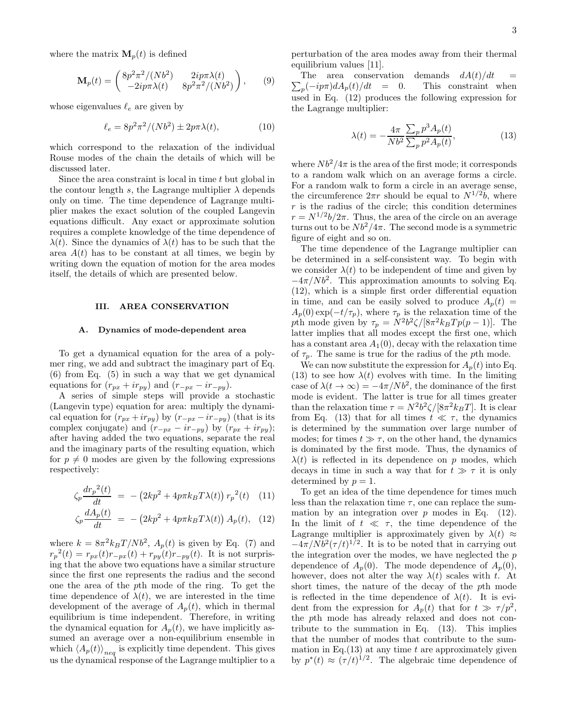where the matrix $\mathbf{M}_p(t)$ is defined

$$\mathbf{M}_p(t) = \begin{pmatrix} 8p^2\pi^2/(Nb^2) & 2ip\pi\lambda(t) \\ -2ip\pi\lambda(t) & 8p^2\pi^2/(Nb^2) \end{pmatrix}, \quad (9)$$

whose eigenvalues $\ell_e$ are given by

$$\ell_e = 8p^2\pi^2/(Nb^2) \pm 2p\pi\lambda(t), \quad (10)$$

which correspond to the relaxation of the individual Rouse modes of the chain the details of which will be discussed later.

Since the area constraint is local in time $t$ but global in the contour length $s$, the Lagrange multiplier $\lambda$ depends only on time. The time dependence of Lagrange multiplier makes the exact solution of the coupled Langevin equations difficult. Any exact or approximate solution requires a complete knowledge of the time dependence of $\lambda(t)$. Since the dynamics of $\lambda(t)$ has to be such that the area $A(t)$ has to be constant at all times, we begin by writing down the equation of motion for the area modes itself, the details of which are presented below.

## III. AREA CONSERVATION

### A. Dynamics of mode-dependent area

To get a dynamical equation for the area of a polymer ring, we add and subtract the imaginary part of Eq. (6) from Eq. (5) in such a way that we get dynamical equations for $(r_{px} + ir_{py})$ and $(r_{-px} - ir_{-py})$.

A series of simple steps will provide a stochastic (Langevin type) equation for area: multiply the dynamical equation for $(r_{px} + ir_{py})$ by $(r_{-px} - ir_{-py})$ (that is its complex conjugate) and $(r_{-px} - ir_{-py})$ by $(r_{px} + ir_{py})$; after having added the two equations, separate the real and the imaginary parts of the resulting equation, which for $p \neq 0$ modes are given by the following expressions respectively:

$$\zeta_p \frac{d{r_p}^2(t)}{dt} = -\left(2kp^2 + 4p\pi k_B T\lambda(t)\right) {r_p}^2(t) \quad (11)$$

$$\zeta_p \frac{dA_p(t)}{dt} = -\left(2kp^2 + 4p\pi k_B T\lambda(t)\right) A_p(t), \quad (12)$$

where $k = 8\pi^2 k_B T/Nb^2$, $A_p(t)$ is given by Eq. (7) and ${r_p}^2(t) = r_{px}(t)r_{-px}(t) + r_{py}(t)r_{-py}(t)$. It is not surprising that the above two equations have a similar structure since the first one represents the radius and the second one the area of the $p$th mode of the ring. To get the time dependence of $\lambda(t)$, we are interested in the time development of the average of $A_p(t)$, which in thermal equilibrium is time independent. Therefore, in writing the dynamical equation for $A_p(t)$, we have implicitly assumed an average over a non-equilibrium ensemble in which $\langle A_p(t)\rangle_{neq}$ is explicitly time dependent. This gives us the dynamical response of the Lagrange multiplier to a perturbation of the area modes away from their thermal equilibrium values [11].

The area conservation demands $dA(t)/dt = \sum_p(-ip\pi)dA_p(t)/dt = 0$. This constraint when used in Eq. (12) produces the following expression for the Lagrange multiplier:

$$\lambda(t) = -\frac{4\pi}{Nb^2}\frac{\sum_p p^3 A_p(t)}{\sum_p p^2 A_p(t)}, \quad (13)$$

where $Nb^2/4\pi$ is the area of the first mode; it corresponds to a random walk which on an average forms a circle. For a random walk to form a circle in an average sense, the circumference $2\pi r$ should be equal to $N^{1/2}b$, where $r$ is the radius of the circle; this condition determines $r = N^{1/2}b/2\pi$. Thus, the area of the circle on an average turns out to be $Nb^2/4\pi$. The second mode is a symmetric figure of eight and so on.

The time dependence of the Lagrange multiplier can be determined in a self-consistent way. To begin with we consider $\lambda(t)$ to be independent of time and given by $-4\pi/Nb^2$. This approximation amounts to solving Eq. (12), which is a simple first order differential equation in time, and can be easily solved to produce $A_p(t) = A_p(0)\exp(-t/\tau_p)$, where $\tau_p$ is the relaxation time of the $p$th mode given by $\tau_p = N^2b^2\zeta/[8\pi^2 k_B T p(p-1)]$. The latter implies that all modes except the first one, which has a constant area $A_1(0)$, decay with the relaxation time of $\tau_p$. The same is true for the radius of the $p$th mode.

We can now substitute the expression for $A_p(t)$ into Eq. (13) to see how $\lambda(t)$ evolves with time. In the limiting case of $\lambda(t \to \infty) = -4\pi/Nb^2$, the dominance of the first mode is evident. The latter is true for all times greater than the relaxation time $\tau = N^2b^2\zeta/[8\pi^2 k_B T]$. It is clear from Eq. (13) that for all times $t \ll \tau$, the dynamics is determined by the summation over large number of modes; for times $t \gg \tau$, on the other hand, the dynamics is dominated by the first mode. Thus, the dynamics of $\lambda(t)$ is reflected in its dependence on $p$ modes, which decays in time in such a way that for $t \gg \tau$ it is only determined by $p = 1$.

To get an idea of the time dependence for times much less than the relaxation time $\tau$, one can replace the summation by an integration over $p$ modes in Eq. (12). In the limit of $t \ll \tau$, the time dependence of the Lagrange multiplier is approximately given by $\lambda(t) \approx -4\pi/Nb^2(\tau/t)^{1/2}$. It is to be noted that in carrying out the integration over the modes, we have neglected the $p$ dependence of $A_p(0)$. The mode dependence of $A_p(0)$, however, does not alter the way $\lambda(t)$ scales with $t$. At short times, the nature of the decay of the $p$th mode is reflected in the time dependence of $\lambda(t)$. It is evident from the expression for $A_p(t)$ that for $t \gg \tau/p^2$, the $p$th mode has already relaxed and does not contribute to the summation in Eq. (13). This implies that the number of modes that contribute to the summation in Eq.(13) at any time $t$ are approximately given by $p^*(t) \approx (\tau/t)^{1/2}$. The algebraic time dependence of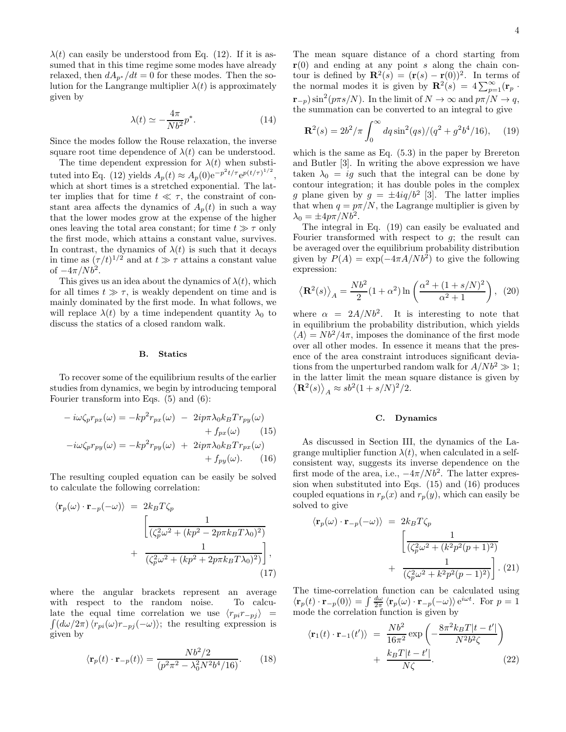$\lambda(t)$ can easily be understood from Eq. (12). If it is assumed that in this time regime some modes have already relaxed, then $dA_{p^*}/dt = 0$ for these modes. Then the solution for the Langrange multiplier $\lambda(t)$ is approximately given by

$$\lambda(t) \simeq -\frac{4\pi}{Nb^2}p^*. \tag{14}$$

Since the modes follow the Rouse relaxation, the inverse square root time dependence of $\lambda(t)$ can be understood.

The time dependent expression for $\lambda(t)$ when substituted into Eq. (12) yields $A_p(t) \approx A_p(0)e^{-p^2t/\tau}e^{p(t/\tau)^{1/2}}$, which at short times is a stretched exponential. The latter implies that for time $t \ll \tau$, the constraint of constant area affects the dynamics of $A_p(t)$ in such a way that the lower modes grow at the expense of the higher ones leaving the total area constant; for time $t \gg \tau$ only the first mode, which attains a constant value, survives. In contrast, the dynamics of $\lambda(t)$ is such that it decays in time as $(\tau/t)^{1/2}$ and at $t \gg \tau$ attains a constant value of $-4\pi/Nb^2$.

This gives us an idea about the dynamics of $\lambda(t)$, which for all times $t \gg \tau$, is weakly dependent on time and is mainly dominated by the first mode. In what follows, we will replace $\lambda(t)$ by a time independent quantity $\lambda_0$ to discuss the statics of a closed random walk.

### B. Statics

To recover some of the equilibrium results of the earlier studies from dynamics, we begin by introducing temporal Fourier transform into Eqs. (5) and (6):

$$-i\omega\zeta_p r_{px}(\omega) = -kp^2 r_{px}(\omega) - 2ip\pi\lambda_0 k_BT r_{py}(\omega) + f_{px}(\omega) \tag{15}$$

$$-i\omega\zeta_p r_{py}(\omega) = -kp^2 r_{py}(\omega) + 2ip\pi\lambda_0 k_BT r_{px}(\omega) + f_{py}(\omega). \tag{16}$$

The resulting coupled equation can be easily be solved to calculate the following correlation:

$$\langle \mathbf{r}_p(\omega)\cdot\mathbf{r}_{-p}(-\omega)\rangle = 2k_BT\zeta_p \left[\frac{1}{(\zeta_p^2\omega^2 + (kp^2 - 2p\pi k_BT\lambda_0)^2)} + \frac{1}{(\zeta_p^2\omega^2 + (kp^2 + 2p\pi k_BT\lambda_0)^2)}\right], \tag{17}$$

where the angular brackets represent an average with respect to the random noise. To calculate the equal time correlation we use $\langle r_{pi}r_{-pj}\rangle = \int(d\omega/2\pi)\langle r_{pi}(\omega)r_{-pj}(-\omega)\rangle$; the resulting expression is given by

$$\langle \mathbf{r}_p(t)\cdot\mathbf{r}_{-p}(t)\rangle = \frac{Nb^2/2}{(p^2\pi^2 - \lambda_0^2N^2b^4/16)}. \tag{18}$$

The mean square distance of a chord starting from $\mathbf{r}(0)$ and ending at any point $s$ along the chain contour is defined by $\mathbf{R}^2(s) = (\mathbf{r}(s) - \mathbf{r}(0))^2$. In terms of the normal modes it is given by $\mathbf{R}^2(s) = 4\sum_{p=1}^{\infty}(\mathbf{r}_p\cdot\mathbf{r}_{-p})\sin^2(p\pi s/N)$. In the limit of $N\to\infty$ and $p\pi/N \to q$, the summation can be converted to an integral to give

$$\mathbf{R}^2(s) = 2b^2/\pi\int_0^{\infty} dq\,\sin^2(qs)/(q^2 + g^2b^4/16), \tag{19}$$

which is the same as Eq. (5.3) in the paper by Brereton and Butler [3]. In writing the above expression we have taken $\lambda_0 = ig$ such that the integral can be done by contour integration; it has double poles in the complex $g$ plane given by $g = \pm 4iq/b^2$ [3]. The latter implies that when $q = p\pi/N$, the Lagrange multiplier is given by $\lambda_0 = \pm 4p\pi/Nb^2$.

The integral in Eq. (19) can easily be evaluated and Fourier transformed with respect to $g$; the result can be averaged over the equilibrium probability distribution given by $P(A) = \exp(-4\pi A/Nb^2)$ to give the following expression:

$$\left\langle\mathbf{R}^2(s)\right\rangle_A = \frac{Nb^2}{2}(1+\alpha^2)\ln\left(\frac{\alpha^2 + (1+s/N)^2}{\alpha^2+1}\right), \tag{20}$$

where $\alpha = 2A/Nb^2$. It is interesting to note that in equilibrium the probability distribution, which yields $\langle A\rangle = Nb^2/4\pi$, imposes the dominance of the first mode over all other modes. In essence it means that the presence of the area constraint introduces significant deviations from the unperturbed random walk for $A/Nb^2 \gg 1$; in the latter limit the mean square distance is given by $\left\langle\mathbf{R}^2(s)\right\rangle_A \approx sb^2(1+s/N)^2/2$.

### C. Dynamics

As discussed in Section III, the dynamics of the Lagrange multiplier function $\lambda(t)$, when calculated in a self-consistent way, suggests its inverse dependence on the first mode of the area, i.e., $-4\pi/Nb^2$. The latter expression when substituted into Eqs. (15) and (16) produces coupled equations in $r_p(x)$ and $r_p(y)$, which can easily be solved to give

$$\langle \mathbf{r}_p(\omega)\cdot\mathbf{r}_{-p}(-\omega)\rangle = 2k_BT\zeta_p \left[\frac{1}{(\zeta_p^2\omega^2 + (k^2p^2(p+1)^2)} + \frac{1}{(\zeta_p^2\omega^2 + k^2p^2(p-1)^2)}\right]. \tag{21}$$

The time-correlation function can be calculated using $\langle\mathbf{r}_p(t)\cdot\mathbf{r}_{-p}(0)\rangle = \int\frac{d\omega}{2\pi}\langle\mathbf{r}_p(\omega)\cdot\mathbf{r}_{-p}(-\omega)\rangle e^{i\omega t}$. For $p=1$ mode the correlation function is given by

$$\langle \mathbf{r}_1(t)\cdot\mathbf{r}_{-1}(t')\rangle = \frac{Nb^2}{16\pi^2}\exp\left(-\frac{8\pi^2k_BT|t-t'|}{N^2b^2\zeta}\right) + \frac{k_BT|t-t'|}{N\zeta}. \tag{22}$$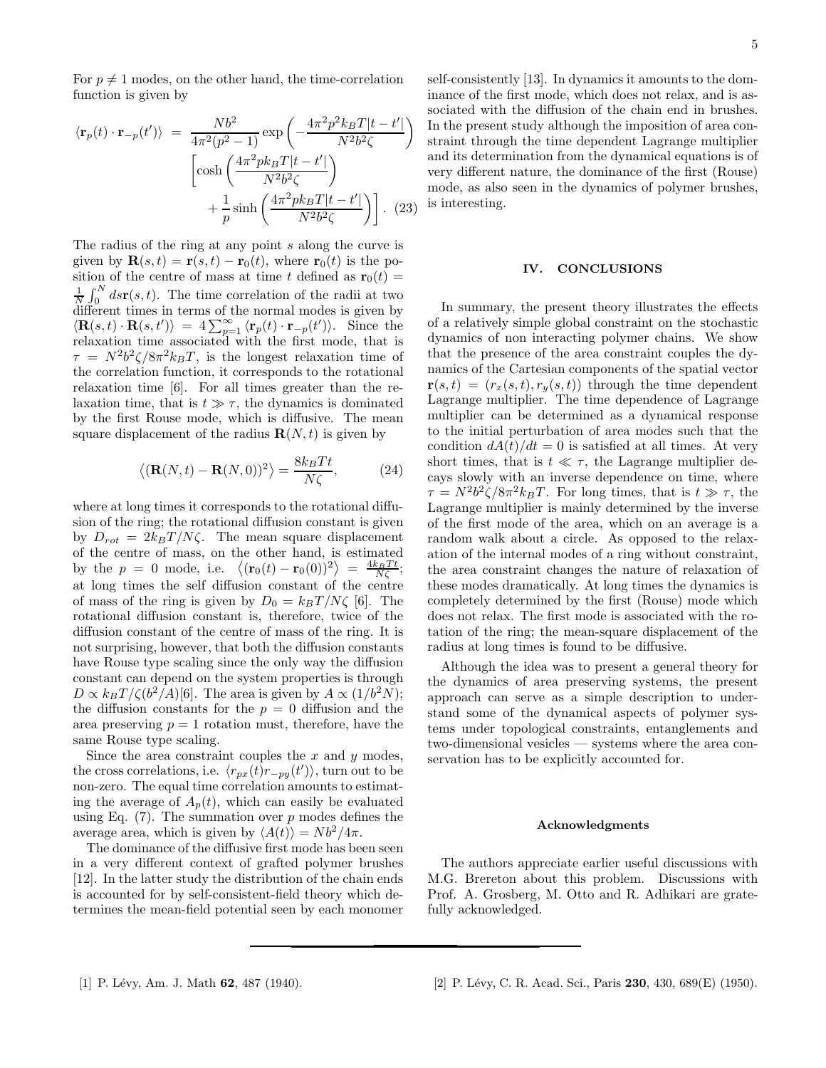For $p \neq 1$ modes, on the other hand, the time-correlation function is given by

$$
\begin{aligned}
\langle \mathbf{r}_p(t) \cdot \mathbf{r}_{-p}(t') \rangle &= \frac{Nb^2}{4\pi^2(p^2-1)} \exp\left( -\frac{4\pi^2 p^2 k_B T |t-t'|}{N^2 b^2 \zeta} \right) \\
&\quad \left[ \cosh\left( \frac{4\pi^2 p k_B T |t-t'|}{N^2 b^2 \zeta} \right) \right. \\
&\quad \left. + \frac{1}{p} \sinh\left( \frac{4\pi^2 p k_B T |t-t'|}{N^2 b^2 \zeta} \right) \right]. \quad (23)
\end{aligned}
$$

The radius of the ring at any point $s$ along the curve is given by $\mathbf{R}(s,t) = \mathbf{r}(s,t) - \mathbf{r}_0(t)$, where $\mathbf{r}_0(t)$ is the position of the centre of mass at time $t$ defined as $\mathbf{r}_0(t) = \frac{1}{N}\int_0^N ds \mathbf{r}(s,t)$. The time correlation of the radii at two different times in terms of the normal modes is given by $\langle \mathbf{R}(s,t) \cdot \mathbf{R}(s,t') \rangle = 4\sum_{p=1}^{\infty} \langle \mathbf{r}_p(t) \cdot \mathbf{r}_{-p}(t') \rangle$. Since the relaxation time associated with the first mode, that is $\tau = N^2 b^2 \zeta / 8\pi^2 k_B T$, is the longest relaxation time of the correlation function, it corresponds to the rotational relaxation time [6]. For all times greater than the relaxation time, that is $t \gg \tau$, the dynamics is dominated by the first Rouse mode, which is diffusive. The mean square displacement of the radius $\mathbf{R}(N,t)$ is given by

$$
\left\langle (\mathbf{R}(N,t) - \mathbf{R}(N,0))^2 \right\rangle = \frac{8k_B T t}{N\zeta}, \quad (24)
$$

where at long times it corresponds to the rotational diffusion of the ring; the rotational diffusion constant is given by $D_{rot} = 2k_B T / N\zeta$. The mean square displacement of the centre of mass, on the other hand, is estimated by the $p = 0$ mode, i.e. $\left\langle (\mathbf{r}_0(t) - \mathbf{r}_0(0))^2 \right\rangle = \frac{4k_B T t}{N\zeta}$; at long times the self diffusion constant of the centre of mass of the ring is given by $D_0 = k_B T / N\zeta$ [6]. The rotational diffusion constant is, therefore, twice of the diffusion constant of the centre of mass of the ring. It is not surprising, however, that both the diffusion constants have Rouse type scaling since the only way the diffusion constant can depend on the system properties is through $D \propto k_B T / \zeta(b^2/A)$[6]. The area is given by $A \propto (1/b^2 N)$; the diffusion constants for the $p = 0$ diffusion and the area preserving $p = 1$ rotation must, therefore, have the same Rouse type scaling.

Since the area constraint couples the $x$ and $y$ modes, the cross correlations, i.e. $\langle r_{px}(t) r_{-py}(t') \rangle$, turn out to be non-zero. The equal time correlation amounts to estimating the average of $A_p(t)$, which can easily be evaluated using Eq. (7). The summation over $p$ modes defines the average area, which is given by $\langle A(t) \rangle = Nb^2/4\pi$.

The dominance of the diffusive first mode has been seen in a very different context of grafted polymer brushes [12]. In the latter study the distribution of the chain ends is accounted for by self-consistent-field theory which determines the mean-field potential seen by each monomer self-consistently [13]. In dynamics it amounts to the dominance of the first mode, which does not relax, and is associated with the diffusion of the chain end in brushes. In the present study although the imposition of area constraint through the time dependent Lagrange multiplier and its determination from the dynamical equations is of very different nature, the dominance of the first (Rouse) mode, as also seen in the dynamics of polymer brushes, is interesting.

## IV. CONCLUSIONS

In summary, the present theory illustrates the effects of a relatively simple global constraint on the stochastic dynamics of non interacting polymer chains. We show that the presence of the area constraint couples the dynamics of the Cartesian components of the spatial vector $\mathbf{r}(s,t) = (r_x(s,t), r_y(s,t))$ through the time dependent Lagrange multiplier. The time dependence of Lagrange multiplier can be determined as a dynamical response to the initial perturbation of area modes such that the condition $dA(t)/dt = 0$ is satisfied at all times. At very short times, that is $t \ll \tau$, the Lagrange multiplier decays slowly with an inverse dependence on time, where $\tau = N^2 b^2 \zeta / 8\pi^2 k_B T$. For long times, that is $t \gg \tau$, the Lagrange multiplier is mainly determined by the inverse of the first mode of the area, which on an average is a random walk about a circle. As opposed to the relaxation of the internal modes of a ring without constraint, the area constraint changes the nature of relaxation of these modes dramatically. At long times the dynamics is completely determined by the first (Rouse) mode which does not relax. The first mode is associated with the rotation of the ring; the mean-square displacement of the radius at long times is found to be diffusive.

Although the idea was to present a general theory for the dynamics of area preserving systems, the present approach can serve as a simple description to understand some of the dynamical aspects of polymer systems under topological constraints, entanglements and two-dimensional vesicles — systems where the area conservation has to be explicitly accounted for.

### Acknowledgments

The authors appreciate earlier useful discussions with M.G. Brereton about this problem. Discussions with Prof. A. Grosberg, M. Otto and R. Adhikari are gratefully acknowledged.

---

[1] P. Lévy, Am. J. Math **62**, 487 (1940).

[2] P. Lévy, C. R. Acad. Sci., Paris **230**, 430, 689(E) (1950).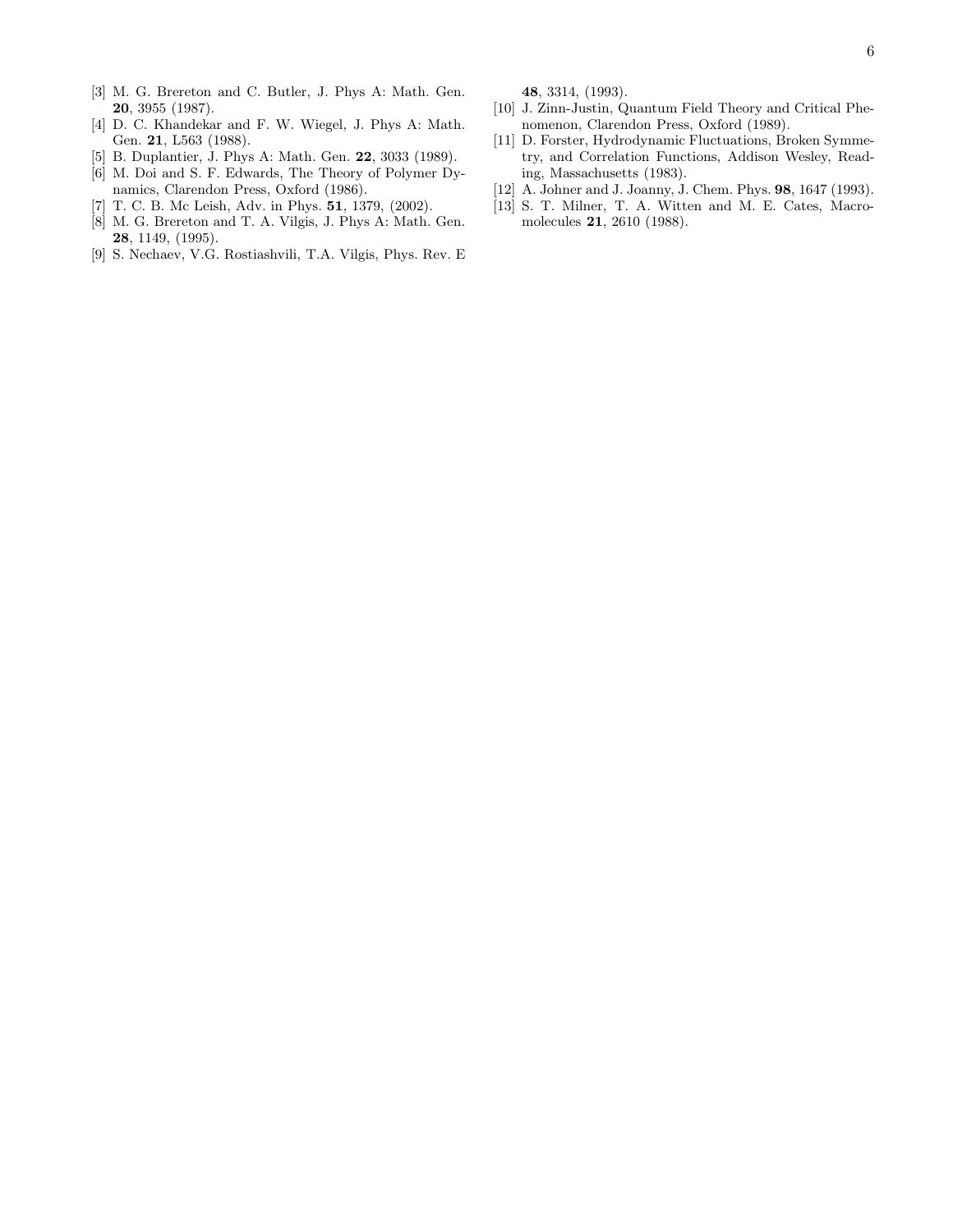[3] M. G. Brereton and C. Butler, J. Phys A: Math. Gen. **20**, 3955 (1987).

[4] D. C. Khandekar and F. W. Wiegel, J. Phys A: Math. Gen. **21**, L563 (1988).

[5] B. Duplantier, J. Phys A: Math. Gen. **22**, 3033 (1989).

[6] M. Doi and S. F. Edwards, The Theory of Polymer Dynamics, Clarendon Press, Oxford (1986).

[7] T. C. B. Mc Leish, Adv. in Phys. **51**, 1379, (2002).

[8] M. G. Brereton and T. A. Vilgis, J. Phys A: Math. Gen. **28**, 1149, (1995).

[9] S. Nechaev, V.G. Rostiashvili, T.A. Vilgis, Phys. Rev. E **48**, 3314, (1993).

[10] J. Zinn-Justin, Quantum Field Theory and Critical Phenomenon, Clarendon Press, Oxford (1989).

[11] D. Forster, Hydrodynamic Fluctuations, Broken Symmetry, and Correlation Functions, Addison Wesley, Reading, Massachusetts (1983).

[12] A. Johner and J. Joanny, J. Chem. Phys. **98**, 1647 (1993).

[13] S. T. Milner, T. A. Witten and M. E. Cates, Macromolecules **21**, 2610 (1988).